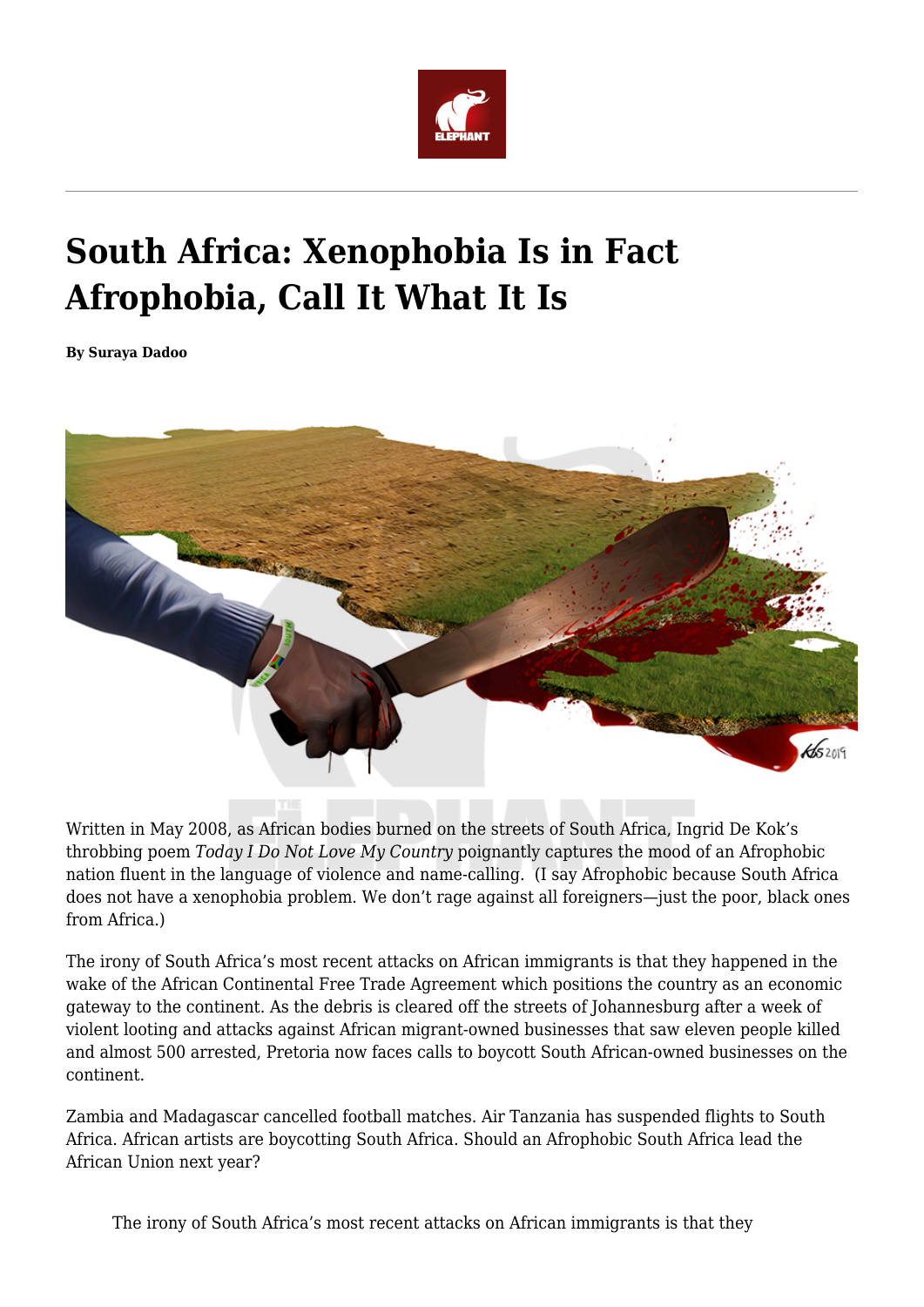# South Africa: Xenophobia Is in Fact Afrophobia, Call It What It Is

**By Suraya Dadoo**

Written in May 2008, as African bodies burned on the streets of South Africa, Ingrid De Kok's throbbing poem *Today I Do Not Love My Country* poignantly captures the mood of an Afrophobic nation fluent in the language of violence and name-calling. (I say Afrophobic because South Africa does not have a xenophobia problem. We don't rage against all foreigners—just the poor, black ones from Africa.)

The irony of South Africa's most recent attacks on African immigrants is that they happened in the wake of the African Continental Free Trade Agreement which positions the country as an economic gateway to the continent. As the debris is cleared off the streets of Johannesburg after a week of violent looting and attacks against African migrant-owned businesses that saw eleven people killed and almost 500 arrested, Pretoria now faces calls to boycott South African-owned businesses on the continent.

Zambia and Madagascar cancelled football matches. Air Tanzania has suspended flights to South Africa. African artists are boycotting South Africa. Should an Afrophobic South Africa lead the African Union next year?

> The irony of South Africa's most recent attacks on African immigrants is that they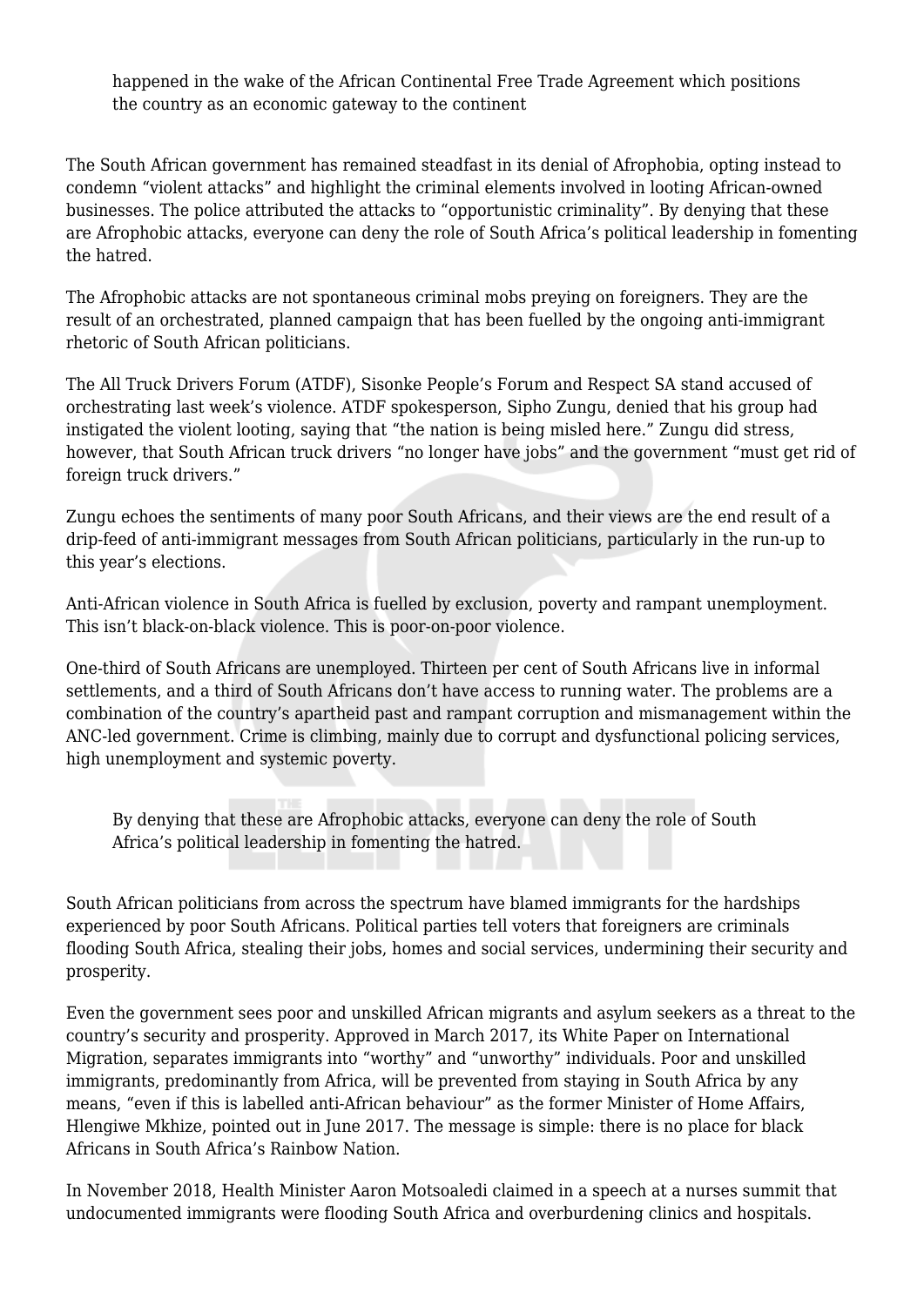> happened in the wake of the African Continental Free Trade Agreement which positions the country as an economic gateway to the continent

The South African government has remained steadfast in its denial of Afrophobia, opting instead to condemn "violent attacks" and highlight the criminal elements involved in looting African-owned businesses. The police attributed the attacks to "opportunistic criminality". By denying that these are Afrophobic attacks, everyone can deny the role of South Africa's political leadership in fomenting the hatred.

The Afrophobic attacks are not spontaneous criminal mobs preying on foreigners. They are the result of an orchestrated, planned campaign that has been fuelled by the ongoing anti-immigrant rhetoric of South African politicians.

The All Truck Drivers Forum (ATDF), Sisonke People's Forum and Respect SA stand accused of orchestrating last week's violence. ATDF spokesperson, Sipho Zungu, denied that his group had instigated the violent looting, saying that "the nation is being misled here." Zungu did stress, however, that South African truck drivers "no longer have jobs" and the government "must get rid of foreign truck drivers."

Zungu echoes the sentiments of many poor South Africans, and their views are the end result of a drip-feed of anti-immigrant messages from South African politicians, particularly in the run-up to this year's elections.

Anti-African violence in South Africa is fuelled by exclusion, poverty and rampant unemployment. This isn't black-on-black violence. This is poor-on-poor violence.

One-third of South Africans are unemployed. Thirteen per cent of South Africans live in informal settlements, and a third of South Africans don't have access to running water. The problems are a combination of the country's apartheid past and rampant corruption and mismanagement within the ANC-led government. Crime is climbing, mainly due to corrupt and dysfunctional policing services, high unemployment and systemic poverty.

> By denying that these are Afrophobic attacks, everyone can deny the role of South Africa's political leadership in fomenting the hatred.

South African politicians from across the spectrum have blamed immigrants for the hardships experienced by poor South Africans. Political parties tell voters that foreigners are criminals flooding South Africa, stealing their jobs, homes and social services, undermining their security and prosperity.

Even the government sees poor and unskilled African migrants and asylum seekers as a threat to the country's security and prosperity. Approved in March 2017, its White Paper on International Migration, separates immigrants into "worthy" and "unworthy" individuals. Poor and unskilled immigrants, predominantly from Africa, will be prevented from staying in South Africa by any means, "even if this is labelled anti-African behaviour" as the former Minister of Home Affairs, Hlengiwe Mkhize, pointed out in June 2017. The message is simple: there is no place for black Africans in South Africa's Rainbow Nation.

In November 2018, Health Minister Aaron Motsoaledi claimed in a speech at a nurses summit that undocumented immigrants were flooding South Africa and overburdening clinics and hospitals.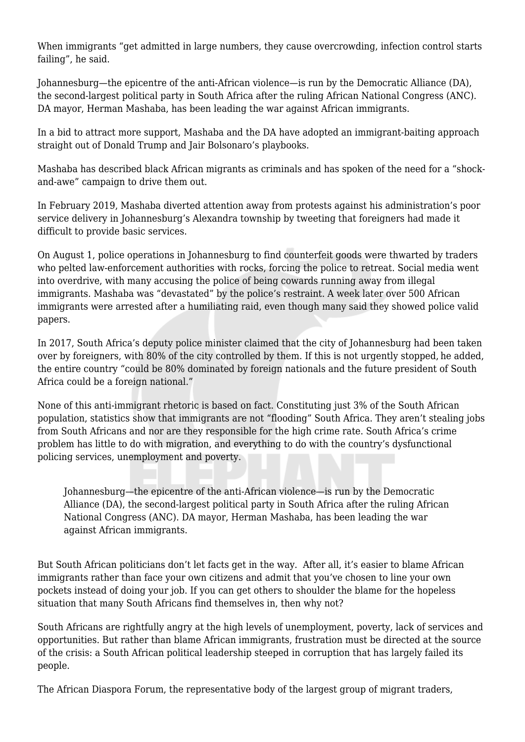When immigrants "get admitted in large numbers, they cause overcrowding, infection control starts failing", he said.

Johannesburg—the epicentre of the anti-African violence—is run by the Democratic Alliance (DA), the second-largest political party in South Africa after the ruling African National Congress (ANC). DA mayor, Herman Mashaba, has been leading the war against African immigrants.

In a bid to attract more support, Mashaba and the DA have adopted an immigrant-baiting approach straight out of Donald Trump and Jair Bolsonaro's playbooks.

Mashaba has described black African migrants as criminals and has spoken of the need for a "shock-and-awe" campaign to drive them out.

In February 2019, Mashaba diverted attention away from protests against his administration's poor service delivery in Johannesburg's Alexandra township by tweeting that foreigners had made it difficult to provide basic services.

On August 1, police operations in Johannesburg to find counterfeit goods were thwarted by traders who pelted law-enforcement authorities with rocks, forcing the police to retreat. Social media went into overdrive, with many accusing the police of being cowards running away from illegal immigrants. Mashaba was "devastated" by the police's restraint. A week later over 500 African immigrants were arrested after a humiliating raid, even though many said they showed police valid papers.

In 2017, South Africa's deputy police minister claimed that the city of Johannesburg had been taken over by foreigners, with 80% of the city controlled by them. If this is not urgently stopped, he added, the entire country "could be 80% dominated by foreign nationals and the future president of South Africa could be a foreign national."

None of this anti-immigrant rhetoric is based on fact. Constituting just 3% of the South African population, statistics show that immigrants are not "flooding" South Africa. They aren't stealing jobs from South Africans and nor are they responsible for the high crime rate. South Africa's crime problem has little to do with migration, and everything to do with the country's dysfunctional policing services, unemployment and poverty.

> Johannesburg—the epicentre of the anti-African violence—is run by the Democratic Alliance (DA), the second-largest political party in South Africa after the ruling African National Congress (ANC). DA mayor, Herman Mashaba, has been leading the war against African immigrants.

But South African politicians don't let facts get in the way. After all, it's easier to blame African immigrants rather than face your own citizens and admit that you've chosen to line your own pockets instead of doing your job. If you can get others to shoulder the blame for the hopeless situation that many South Africans find themselves in, then why not?

South Africans are rightfully angry at the high levels of unemployment, poverty, lack of services and opportunities. But rather than blame African immigrants, frustration must be directed at the source of the crisis: a South African political leadership steeped in corruption that has largely failed its people.

The African Diaspora Forum, the representative body of the largest group of migrant traders,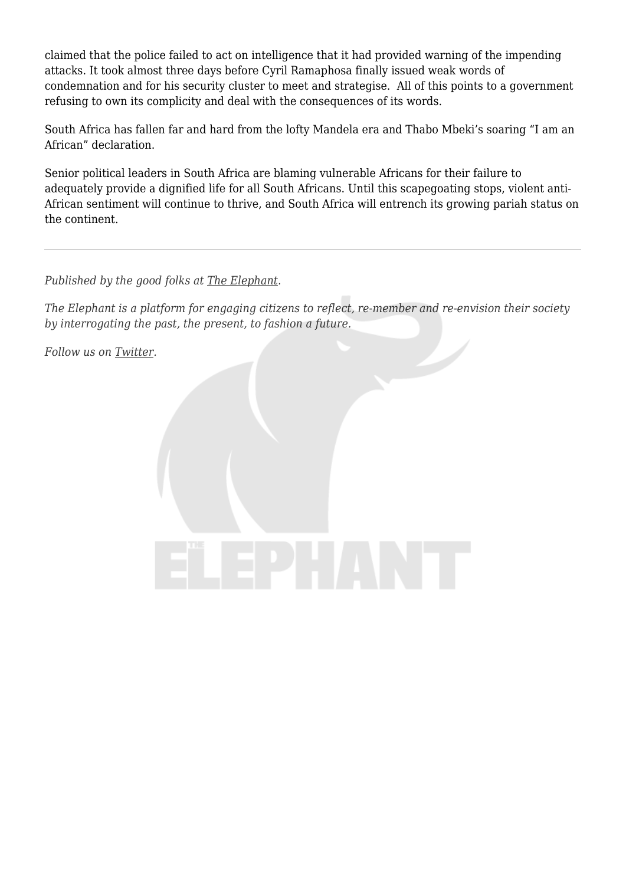claimed that the police failed to act on intelligence that it had provided warning of the impending attacks. It took almost three days before Cyril Ramaphosa finally issued weak words of condemnation and for his security cluster to meet and strategise.  All of this points to a government refusing to own its complicity and deal with the consequences of its words.

South Africa has fallen far and hard from the lofty Mandela era and Thabo Mbeki's soaring "I am an African" declaration.

Senior political leaders in South Africa are blaming vulnerable Africans for their failure to adequately provide a dignified life for all South Africans. Until this scapegoating stops, violent anti-African sentiment will continue to thrive, and South Africa will entrench its growing pariah status on the continent.

---

*Published by the good folks at The Elephant.*

*The Elephant is a platform for engaging citizens to reflect, re-member and re-envision their society by interrogating the past, the present, to fashion a future.*

*Follow us on Twitter.*